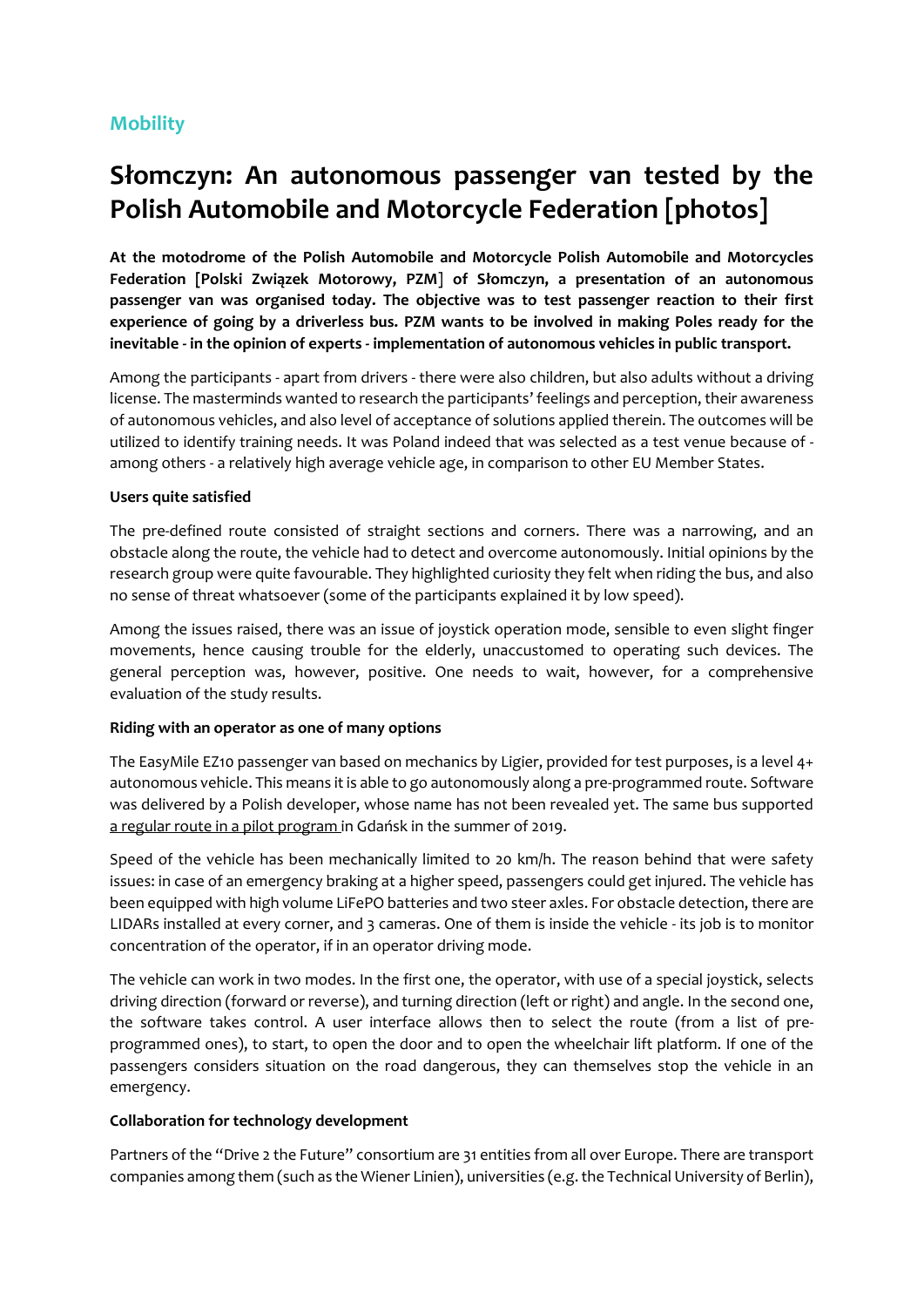**Mobility**

# Słomczyn: An autonomous passenger van tested by the Polish Automobile and Motorcycle Federation [photos]

**At the motodrome of the Polish Automobile and Motorcycle Polish Automobile and Motorcycles Federation [Polski Związek Motorowy, PZM] of Słomczyn, a presentation of an autonomous passenger van was organised today. The objective was to test passenger reaction to their first experience of going by a driverless bus. PZM wants to be involved in making Poles ready for the inevitable - in the opinion of experts - implementation of autonomous vehicles in public transport.**

Among the participants - apart from drivers - there were also children, but also adults without a driving license. The masterminds wanted to research the participants' feelings and perception, their awareness of autonomous vehicles, and also level of acceptance of solutions applied therein. The outcomes will be utilized to identify training needs. It was Poland indeed that was selected as a test venue because of - among others - a relatively high average vehicle age, in comparison to other EU Member States.

**Users quite satisfied**

The pre-defined route consisted of straight sections and corners. There was a narrowing, and an obstacle along the route, the vehicle had to detect and overcome autonomously. Initial opinions by the research group were quite favourable. They highlighted curiosity they felt when riding the bus, and also no sense of threat whatsoever (some of the participants explained it by low speed).

Among the issues raised, there was an issue of joystick operation mode, sensible to even slight finger movements, hence causing trouble for the elderly, unaccustomed to operating such devices. The general perception was, however, positive. One needs to wait, however, for a comprehensive evaluation of the study results.

**Riding with an operator as one of many options**

The EasyMile EZ10 passenger van based on mechanics by Ligier, provided for test purposes, is a level 4+ autonomous vehicle. This means it is able to go autonomously along a pre-programmed route. Software was delivered by a Polish developer, whose name has not been revealed yet. The same bus supported a regular route in a pilot program in Gdańsk in the summer of 2019.

Speed of the vehicle has been mechanically limited to 20 km/h. The reason behind that were safety issues: in case of an emergency braking at a higher speed, passengers could get injured. The vehicle has been equipped with high volume LiFePO batteries and two steer axles. For obstacle detection, there are LIDARs installed at every corner, and 3 cameras. One of them is inside the vehicle - its job is to monitor concentration of the operator, if in an operator driving mode.

The vehicle can work in two modes. In the first one, the operator, with use of a special joystick, selects driving direction (forward or reverse), and turning direction (left or right) and angle. In the second one, the software takes control. A user interface allows then to select the route (from a list of pre-programmed ones), to start, to open the door and to open the wheelchair lift platform. If one of the passengers considers situation on the road dangerous, they can themselves stop the vehicle in an emergency.

**Collaboration for technology development**

Partners of the "Drive 2 the Future" consortium are 31 entities from all over Europe. There are transport companies among them (such as the Wiener Linien), universities (e.g. the Technical University of Berlin),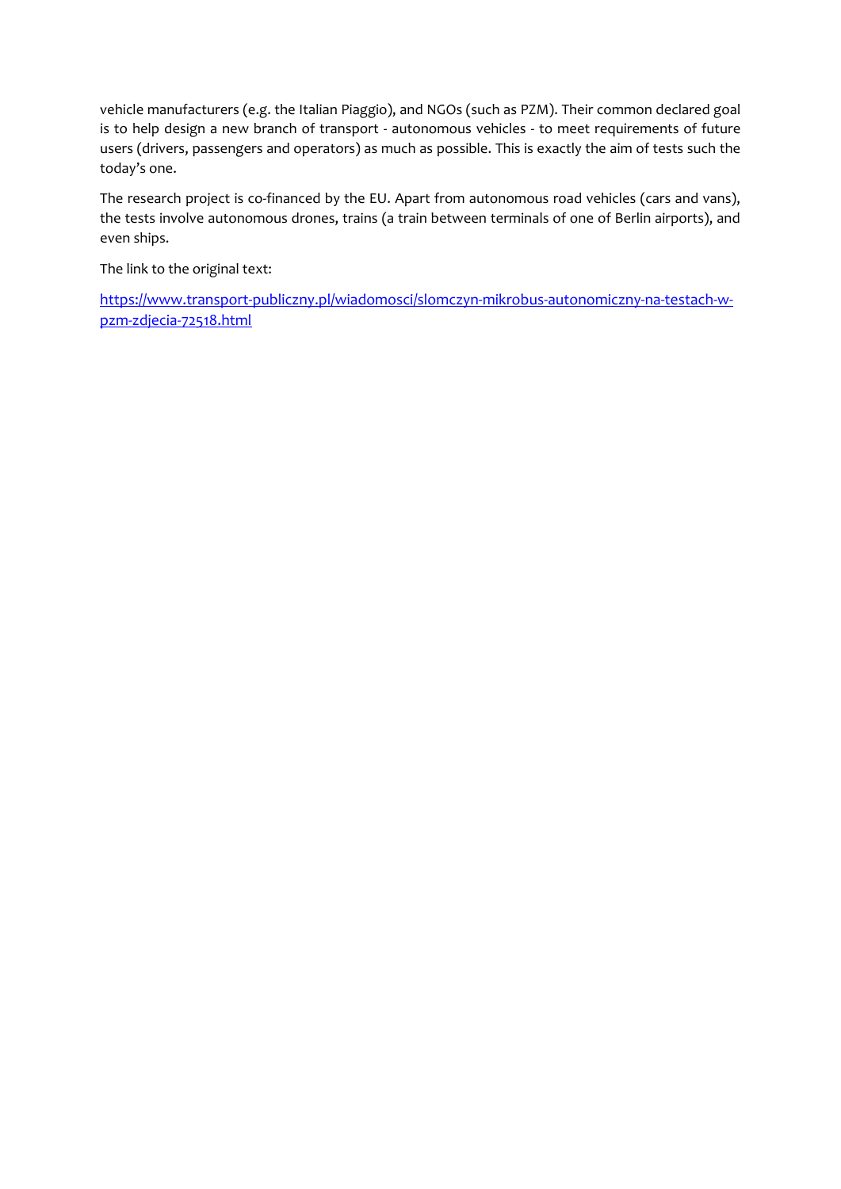vehicle manufacturers (e.g. the Italian Piaggio), and NGOs (such as PZM). Their common declared goal is to help design a new branch of transport - autonomous vehicles - to meet requirements of future users (drivers, passengers and operators) as much as possible. This is exactly the aim of tests such the today's one.

The research project is co-financed by the EU. Apart from autonomous road vehicles (cars and vans), the tests involve autonomous drones, trains (a train between terminals of one of Berlin airports), and even ships.

The link to the original text:

[https://www.transport-publiczny.pl/wiadomosci/slomczyn-mikrobus-autonomiczny-na-testach-w-pzm-zdjecia-72518.html](https://www.transport-publiczny.pl/wiadomosci/slomczyn-mikrobus-autonomiczny-na-testach-w-pzm-zdjecia-72518.html)